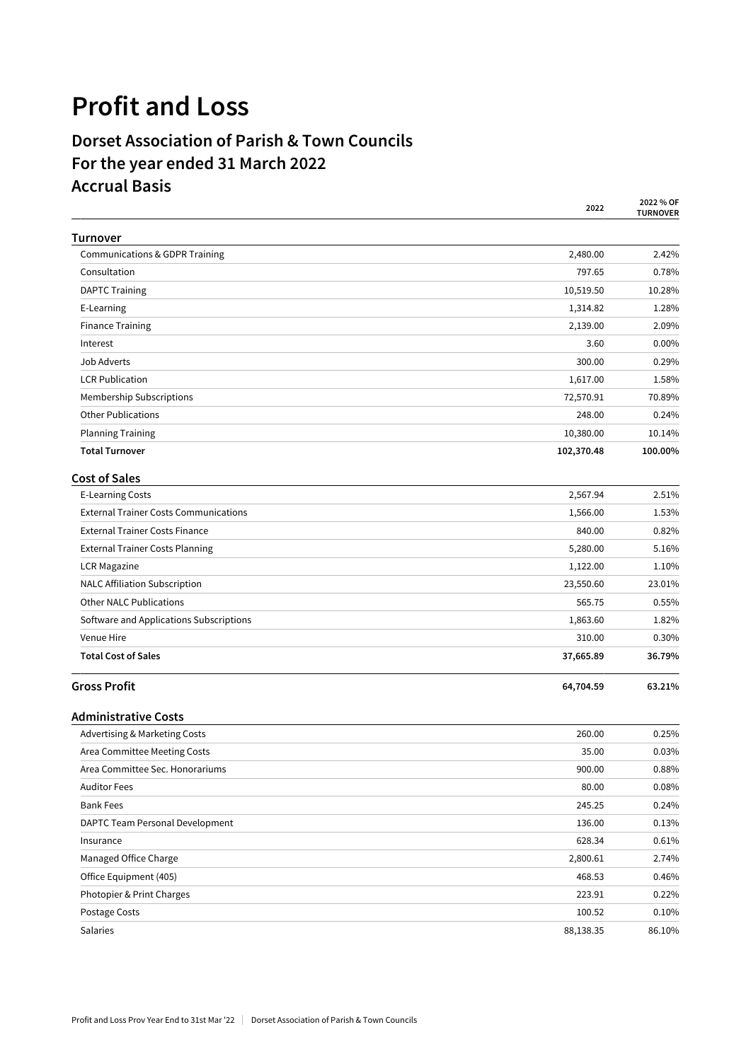# Profit and Loss

## Dorset Association of Parish & Town Councils
## For the year ended 31 March 2022
## Accrual Basis

| | 2022 | 2022 % OF TURNOVER |
|---|---|---|
| **Turnover** | | |
| Communications & GDPR Training | 2,480.00 | 2.42% |
| Consultation | 797.65 | 0.78% |
| DAPTC Training | 10,519.50 | 10.28% |
| E-Learning | 1,314.82 | 1.28% |
| Finance Training | 2,139.00 | 2.09% |
| Interest | 3.60 | 0.00% |
| Job Adverts | 300.00 | 0.29% |
| LCR Publication | 1,617.00 | 1.58% |
| Membership Subscriptions | 72,570.91 | 70.89% |
| Other Publications | 248.00 | 0.24% |
| Planning Training | 10,380.00 | 10.14% |
| **Total Turnover** | **102,370.48** | **100.00%** |
| **Cost of Sales** | | |
| E-Learning Costs | 2,567.94 | 2.51% |
| External Trainer Costs Communications | 1,566.00 | 1.53% |
| External Trainer Costs Finance | 840.00 | 0.82% |
| External Trainer Costs Planning | 5,280.00 | 5.16% |
| LCR Magazine | 1,122.00 | 1.10% |
| NALC Affiliation Subscription | 23,550.60 | 23.01% |
| Other NALC Publications | 565.75 | 0.55% |
| Software and Applications Subscriptions | 1,863.60 | 1.82% |
| Venue Hire | 310.00 | 0.30% |
| **Total Cost of Sales** | **37,665.89** | **36.79%** |
| **Gross Profit** | **64,704.59** | **63.21%** |
| **Administrative Costs** | | |
| Advertising & Marketing Costs | 260.00 | 0.25% |
| Area Committee Meeting Costs | 35.00 | 0.03% |
| Area Committee Sec. Honorariums | 900.00 | 0.88% |
| Auditor Fees | 80.00 | 0.08% |
| Bank Fees | 245.25 | 0.24% |
| DAPTC Team Personal Development | 136.00 | 0.13% |
| Insurance | 628.34 | 0.61% |
| Managed Office Charge | 2,800.61 | 2.74% |
| Office Equipment (405) | 468.53 | 0.46% |
| Photopier & Print Charges | 223.91 | 0.22% |
| Postage Costs | 100.52 | 0.10% |
| Salaries | 88,138.35 | 86.10% |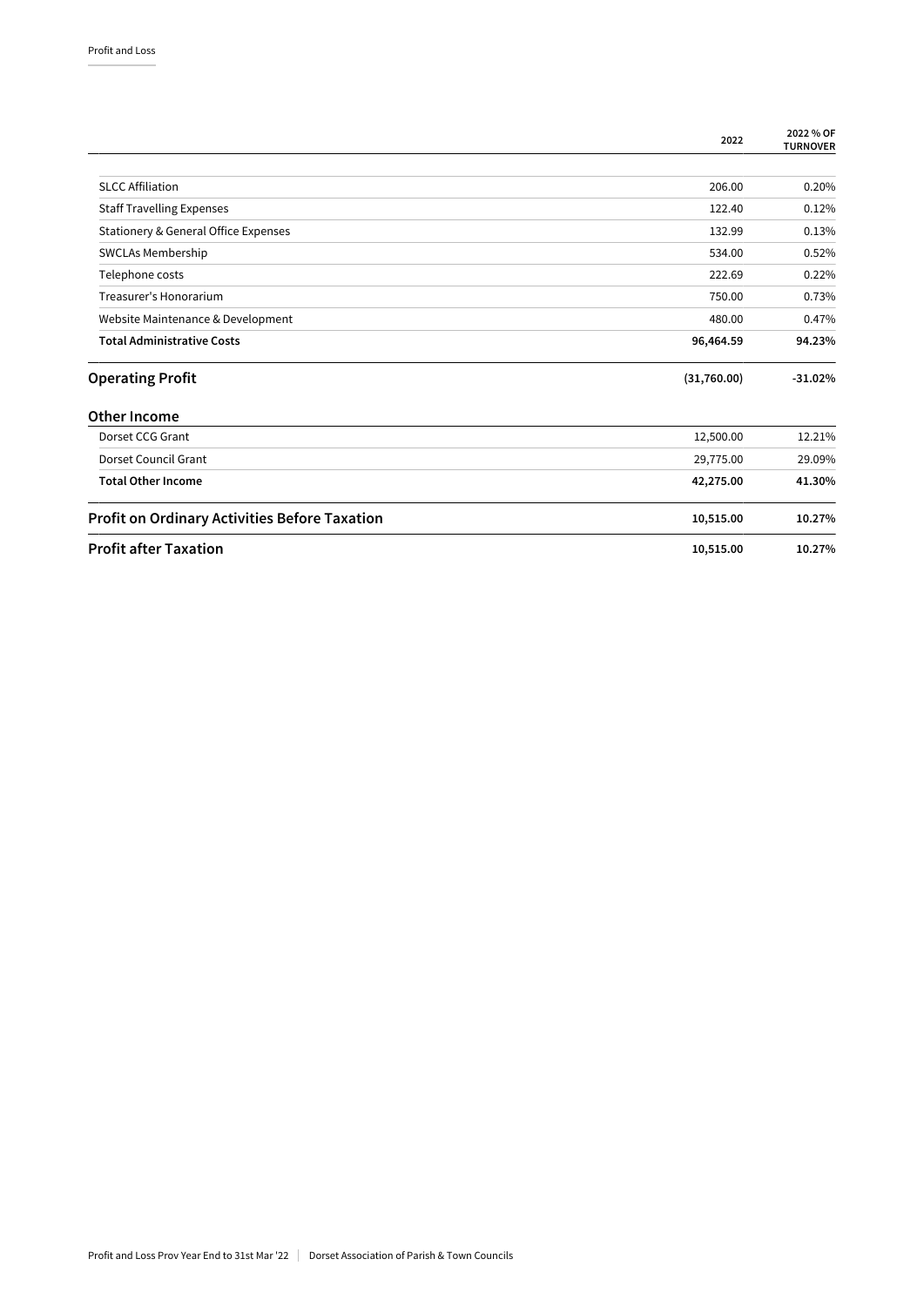|  | 2022 | 2022 % OF TURNOVER |
|---|---|---|
| SLCC Affiliation | 206.00 | 0.20% |
| Staff Travelling Expenses | 122.40 | 0.12% |
| Stationery & General Office Expenses | 132.99 | 0.13% |
| SWCLAs Membership | 534.00 | 0.52% |
| Telephone costs | 222.69 | 0.22% |
| Treasurer's Honorarium | 750.00 | 0.73% |
| Website Maintenance & Development | 480.00 | 0.47% |
| **Total Administrative Costs** | **96,464.59** | **94.23%** |

## Operating Profit

|  |  |  |
|---|---|---|
| **Operating Profit** | **(31,760.00)** | **-31.02%** |

## Other Income

|  |  |  |
|---|---|---|
| Dorset CCG Grant | 12,500.00 | 12.21% |
| Dorset Council Grant | 29,775.00 | 29.09% |
| **Total Other Income** | **42,275.00** | **41.30%** |

|  |  |  |
|---|---|---|
| **Profit on Ordinary Activities Before Taxation** | **10,515.00** | **10.27%** |
| **Profit after Taxation** | **10,515.00** | **10.27%** |